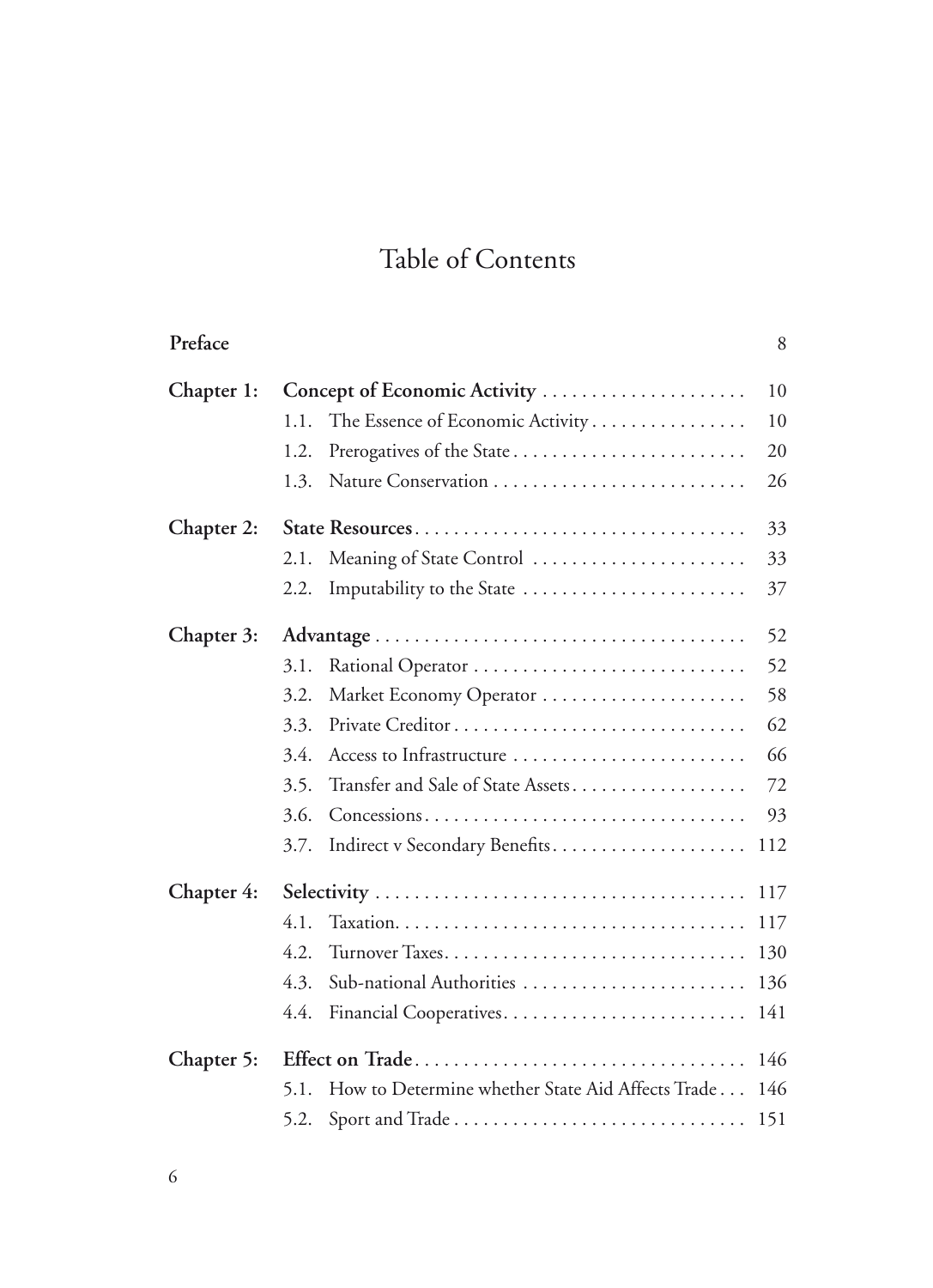# Table of Contents

| | | |
|---|---|---|
| **Preface** | | 8 |
| **Chapter 1:** | **Concept of Economic Activity** | 10 |
| | 1.1. The Essence of Economic Activity | 10 |
| | 1.2. Prerogatives of the State | 20 |
| | 1.3. Nature Conservation | 26 |
| **Chapter 2:** | **State Resources** | 33 |
| | 2.1. Meaning of State Control | 33 |
| | 2.2. Imputability to the State | 37 |
| **Chapter 3:** | **Advantage** | 52 |
| | 3.1. Rational Operator | 52 |
| | 3.2. Market Economy Operator | 58 |
| | 3.3. Private Creditor | 62 |
| | 3.4. Access to Infrastructure | 66 |
| | 3.5. Transfer and Sale of State Assets | 72 |
| | 3.6. Concessions | 93 |
| | 3.7. Indirect v Secondary Benefits | 112 |
| **Chapter 4:** | **Selectivity** | 117 |
| | 4.1. Taxation. | 117 |
| | 4.2. Turnover Taxes. | 130 |
| | 4.3. Sub-national Authorities | 136 |
| | 4.4. Financial Cooperatives | 141 |
| **Chapter 5:** | **Effect on Trade** | 146 |
| | 5.1. How to Determine whether State Aid Affects Trade | 146 |
| | 5.2. Sport and Trade | 151 |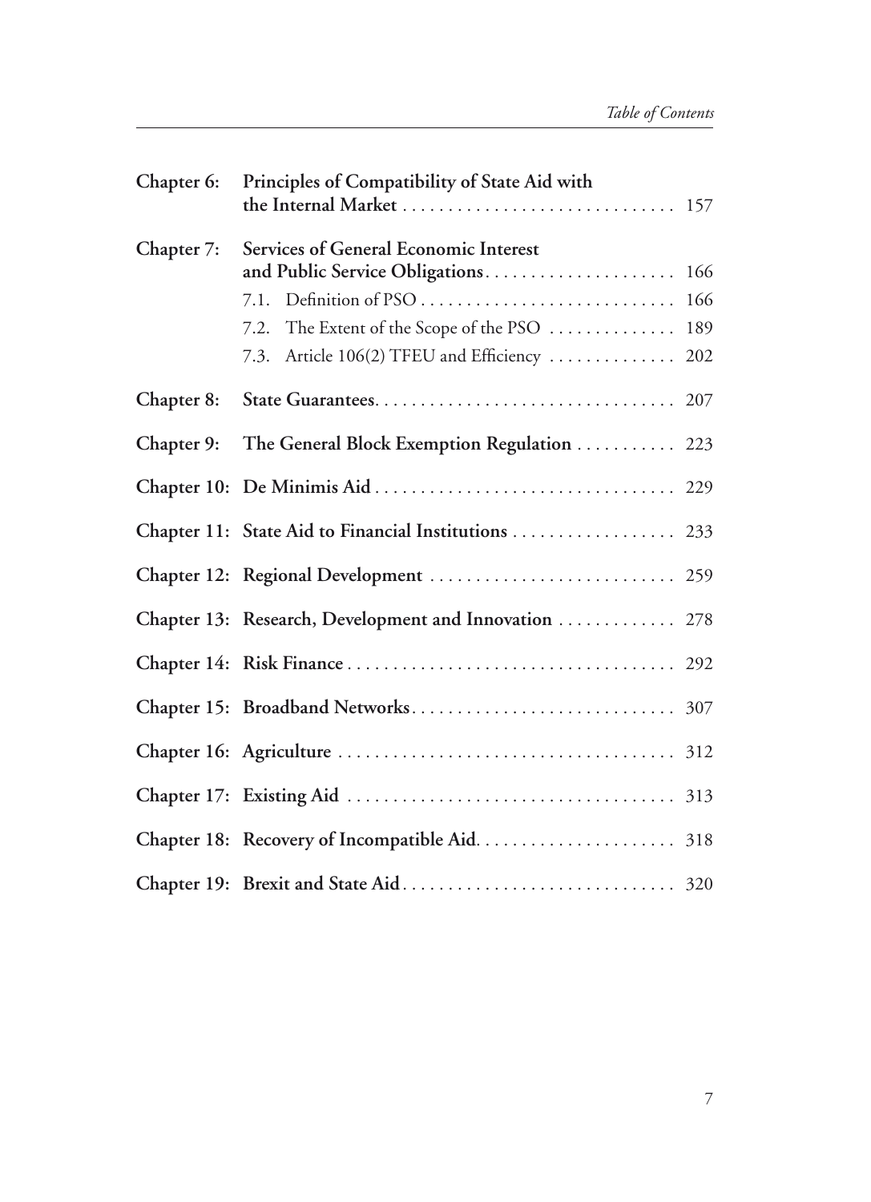| | | |
|---|---|---|
| **Chapter 6:** | **Principles of Compatibility of State Aid with the Internal Market** | 157 |
| **Chapter 7:** | **Services of General Economic Interest and Public Service Obligations** | 166 |
| | 7.1. Definition of PSO | 166 |
| | 7.2. The Extent of the Scope of the PSO | 189 |
| | 7.3. Article 106(2) TFEU and Efficiency | 202 |
| **Chapter 8:** | **State Guarantees** | 207 |
| **Chapter 9:** | **The General Block Exemption Regulation** | 223 |
| **Chapter 10:** | **De Minimis Aid** | 229 |
| **Chapter 11:** | **State Aid to Financial Institutions** | 233 |
| **Chapter 12:** | **Regional Development** | 259 |
| **Chapter 13:** | **Research, Development and Innovation** | 278 |
| **Chapter 14:** | **Risk Finance** | 292 |
| **Chapter 15:** | **Broadband Networks** | 307 |
| **Chapter 16:** | **Agriculture** | 312 |
| **Chapter 17:** | **Existing Aid** | 313 |
| **Chapter 18:** | **Recovery of Incompatible Aid** | 318 |
| **Chapter 19:** | **Brexit and State Aid** | 320 |